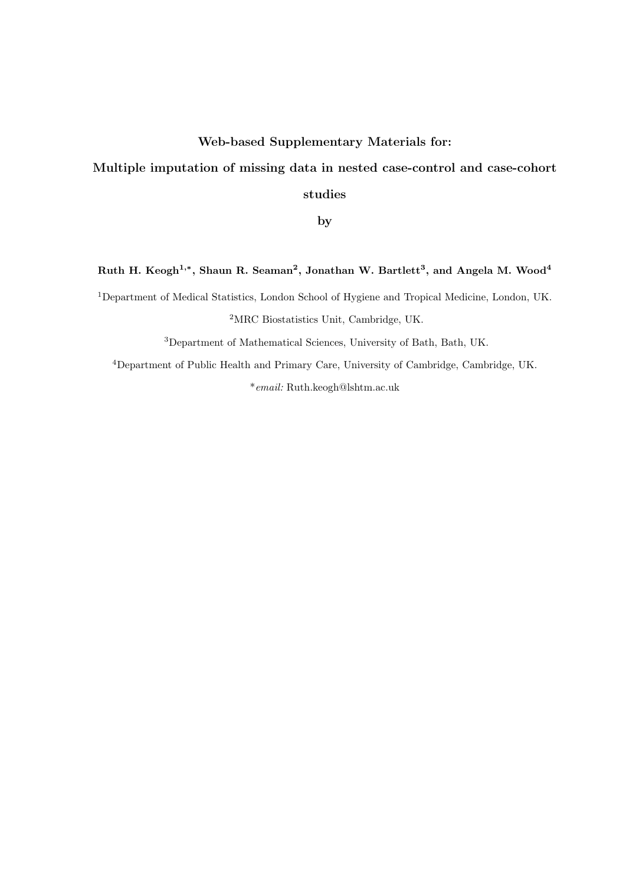**Web-based Supplementary Materials for:**

**Multiple imputation of missing data in nested case-control and case-cohort studies**

**by**

**Ruth H. Keogh[1,*], Shaun R. Seaman[2], Jonathan W. Bartlett[3], and Angela M. Wood[4]**

[1]Department of Medical Statistics, London School of Hygiene and Tropical Medicine, London, UK.

[2]MRC Biostatistics Unit, Cambridge, UK.

[3]Department of Mathematical Sciences, University of Bath, Bath, UK.

[4]Department of Public Health and Primary Care, University of Cambridge, Cambridge, UK.

[*]*email:* Ruth.keogh@lshtm.ac.uk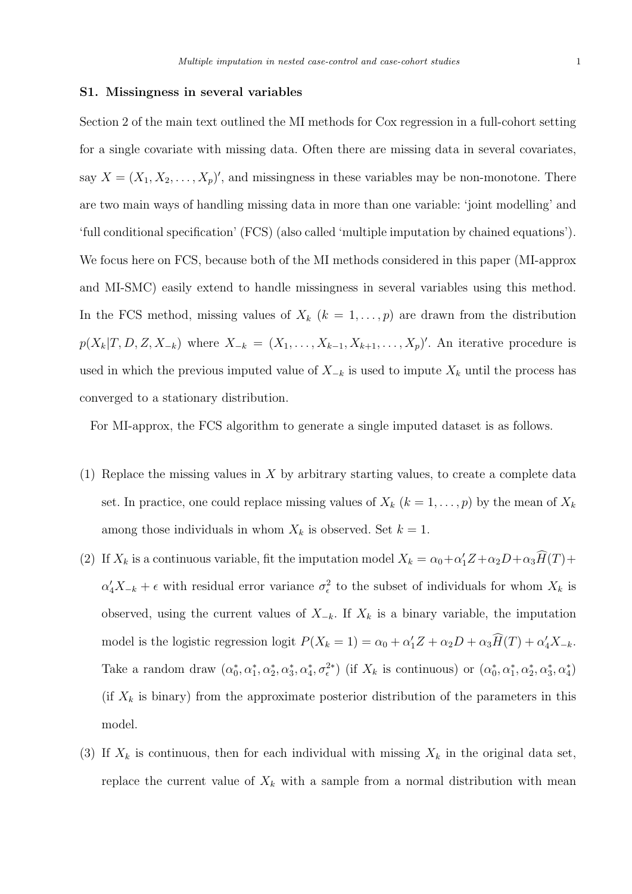### S1. Missingness in several variables

Section 2 of the main text outlined the MI methods for Cox regression in a full-cohort setting for a single covariate with missing data. Often there are missing data in several covariates, say $X = (X_1, X_2, \ldots, X_p)'$, and missingness in these variables may be non-monotone. There are two main ways of handling missing data in more than one variable: 'joint modelling' and 'full conditional specification' (FCS) (also called 'multiple imputation by chained equations'). We focus here on FCS, because both of the MI methods considered in this paper (MI-approx and MI-SMC) easily extend to handle missingness in several variables using this method. In the FCS method, missing values of $X_k$ ($k = 1, \ldots, p$) are drawn from the distribution $p(X_k|T, D, Z, X_{-k})$ where $X_{-k} = (X_1, \ldots, X_{k-1}, X_{k+1}, \ldots, X_p)'$. An iterative procedure is used in which the previous imputed value of $X_{-k}$ is used to impute $X_k$ until the process has converged to a stationary distribution.

For MI-approx, the FCS algorithm to generate a single imputed dataset is as follows.

(1) Replace the missing values in $X$ by arbitrary starting values, to create a complete data set. In practice, one could replace missing values of $X_k$ ($k = 1, \ldots, p$) by the mean of $X_k$ among those individuals in whom $X_k$ is observed. Set $k = 1$.

(2) If $X_k$ is a continuous variable, fit the imputation model $X_k = \alpha_0 + \alpha_1' Z + \alpha_2 D + \alpha_3 \widehat{H}(T) + \alpha_4' X_{-k} + \epsilon$ with residual error variance $\sigma_\epsilon^2$ to the subset of individuals for whom $X_k$ is observed, using the current values of $X_{-k}$. If $X_k$ is a binary variable, the imputation model is the logistic regression logit $P(X_k = 1) = \alpha_0 + \alpha_1' Z + \alpha_2 D + \alpha_3 \widehat{H}(T) + \alpha_4' X_{-k}$. Take a random draw $(\alpha_0^*, \alpha_1^*, \alpha_2^*, \alpha_3^*, \alpha_4^*, \sigma_\epsilon^{2*})$ (if $X_k$ is continuous) or $(\alpha_0^*, \alpha_1^*, \alpha_2^*, \alpha_3^*, \alpha_4^*)$ (if $X_k$ is binary) from the approximate posterior distribution of the parameters in this model.

(3) If $X_k$ is continuous, then for each individual with missing $X_k$ in the original data set, replace the current value of $X_k$ with a sample from a normal distribution with mean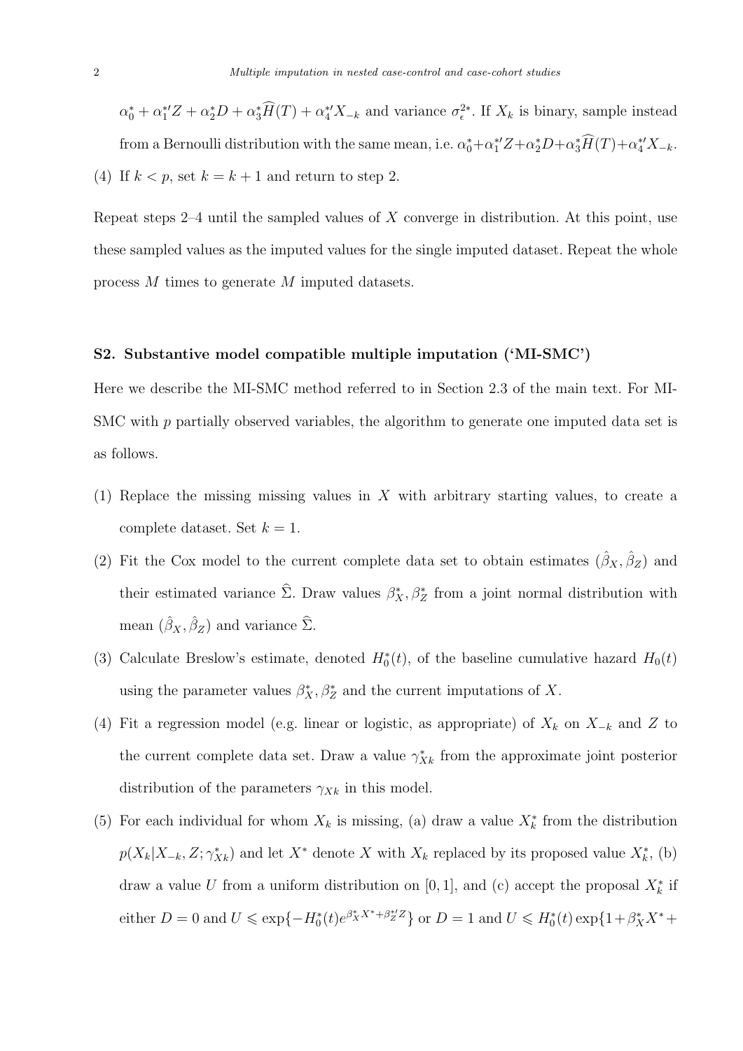$\alpha_0^* + \alpha_1^{*\prime} Z + \alpha_2^* D + \alpha_3^* \widehat{H}(T) + \alpha_4^{*\prime} X_{-k}$ and variance $\sigma_\epsilon^{2*}$. If $X_k$ is binary, sample instead from a Bernoulli distribution with the same mean, i.e. $\alpha_0^* + \alpha_1^{*\prime} Z + \alpha_2^* D + \alpha_3^* \widehat{H}(T) + \alpha_4^{*\prime} X_{-k}$.

(4) If $k < p$, set $k = k + 1$ and return to step 2.

Repeat steps 2–4 until the sampled values of $X$ converge in distribution. At this point, use these sampled values as the imputed values for the single imputed dataset. Repeat the whole process $M$ times to generate $M$ imputed datasets.

## S2. Substantive model compatible multiple imputation ('MI-SMC')

Here we describe the MI-SMC method referred to in Section 2.3 of the main text. For MI-SMC with $p$ partially observed variables, the algorithm to generate one imputed data set is as follows.

(1) Replace the missing missing values in $X$ with arbitrary starting values, to create a complete dataset. Set $k = 1$.

(2) Fit the Cox model to the current complete data set to obtain estimates $(\hat{\beta}_X, \hat{\beta}_Z)$ and their estimated variance $\widehat{\Sigma}$. Draw values $\beta_X^*, \beta_Z^*$ from a joint normal distribution with mean $(\hat{\beta}_X, \hat{\beta}_Z)$ and variance $\widehat{\Sigma}$.

(3) Calculate Breslow's estimate, denoted $H_0^*(t)$, of the baseline cumulative hazard $H_0(t)$ using the parameter values $\beta_X^*, \beta_Z^*$ and the current imputations of $X$.

(4) Fit a regression model (e.g. linear or logistic, as appropriate) of $X_k$ on $X_{-k}$ and $Z$ to the current complete data set. Draw a value $\gamma_{Xk}^*$ from the approximate joint posterior distribution of the parameters $\gamma_{Xk}$ in this model.

(5) For each individual for whom $X_k$ is missing, (a) draw a value $X_k^*$ from the distribution $p(X_k | X_{-k}, Z; \gamma_{Xk}^*)$ and let $X^*$ denote $X$ with $X_k$ replaced by its proposed value $X_k^*$, (b) draw a value $U$ from a uniform distribution on $[0, 1]$, and (c) accept the proposal $X_k^*$ if either $D = 0$ and $U \leqslant \exp\{-H_0^*(t) e^{\beta_X^* X^* + \beta_Z^{*\prime} Z}\}$ or $D = 1$ and $U \leqslant H_0^*(t) \exp\{1 + \beta_X^* X^* +$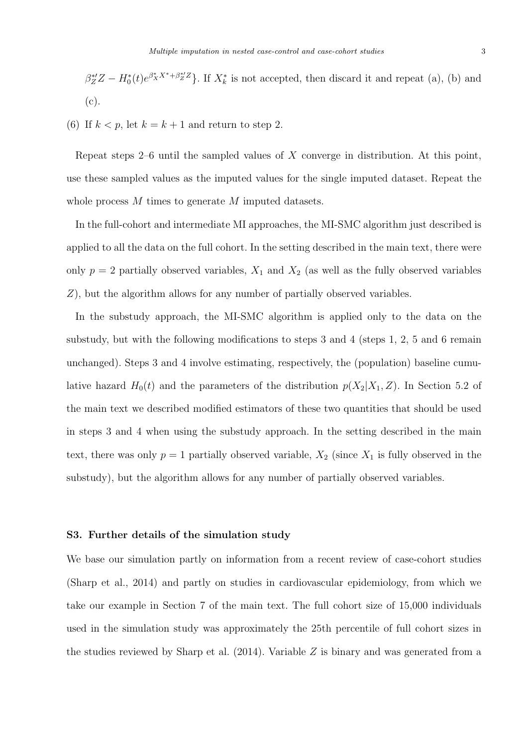$\beta_Z^{*\prime} Z - H_0^*(t) e^{\beta_X^* X^* + \beta_Z^{*\prime} Z}\}$. If $X_k^*$ is not accepted, then discard it and repeat (a), (b) and (c).

(6) If $k < p$, let $k = k + 1$ and return to step 2.

Repeat steps 2–6 until the sampled values of $X$ converge in distribution. At this point, use these sampled values as the imputed values for the single imputed dataset. Repeat the whole process $M$ times to generate $M$ imputed datasets.

In the full-cohort and intermediate MI approaches, the MI-SMC algorithm just described is applied to all the data on the full cohort. In the setting described in the main text, there were only $p = 2$ partially observed variables, $X_1$ and $X_2$ (as well as the fully observed variables $Z$), but the algorithm allows for any number of partially observed variables.

In the substudy approach, the MI-SMC algorithm is applied only to the data on the substudy, but with the following modifications to steps 3 and 4 (steps 1, 2, 5 and 6 remain unchanged). Steps 3 and 4 involve estimating, respectively, the (population) baseline cumulative hazard $H_0(t)$ and the parameters of the distribution $p(X_2|X_1, Z)$. In Section 5.2 of the main text we described modified estimators of these two quantities that should be used in steps 3 and 4 when using the substudy approach. In the setting described in the main text, there was only $p = 1$ partially observed variable, $X_2$ (since $X_1$ is fully observed in the substudy), but the algorithm allows for any number of partially observed variables.

### S3. Further details of the simulation study

We base our simulation partly on information from a recent review of case-cohort studies (Sharp et al., 2014) and partly on studies in cardiovascular epidemiology, from which we take our example in Section 7 of the main text. The full cohort size of 15,000 individuals used in the simulation study was approximately the 25th percentile of full cohort sizes in the studies reviewed by Sharp et al. (2014). Variable $Z$ is binary and was generated from a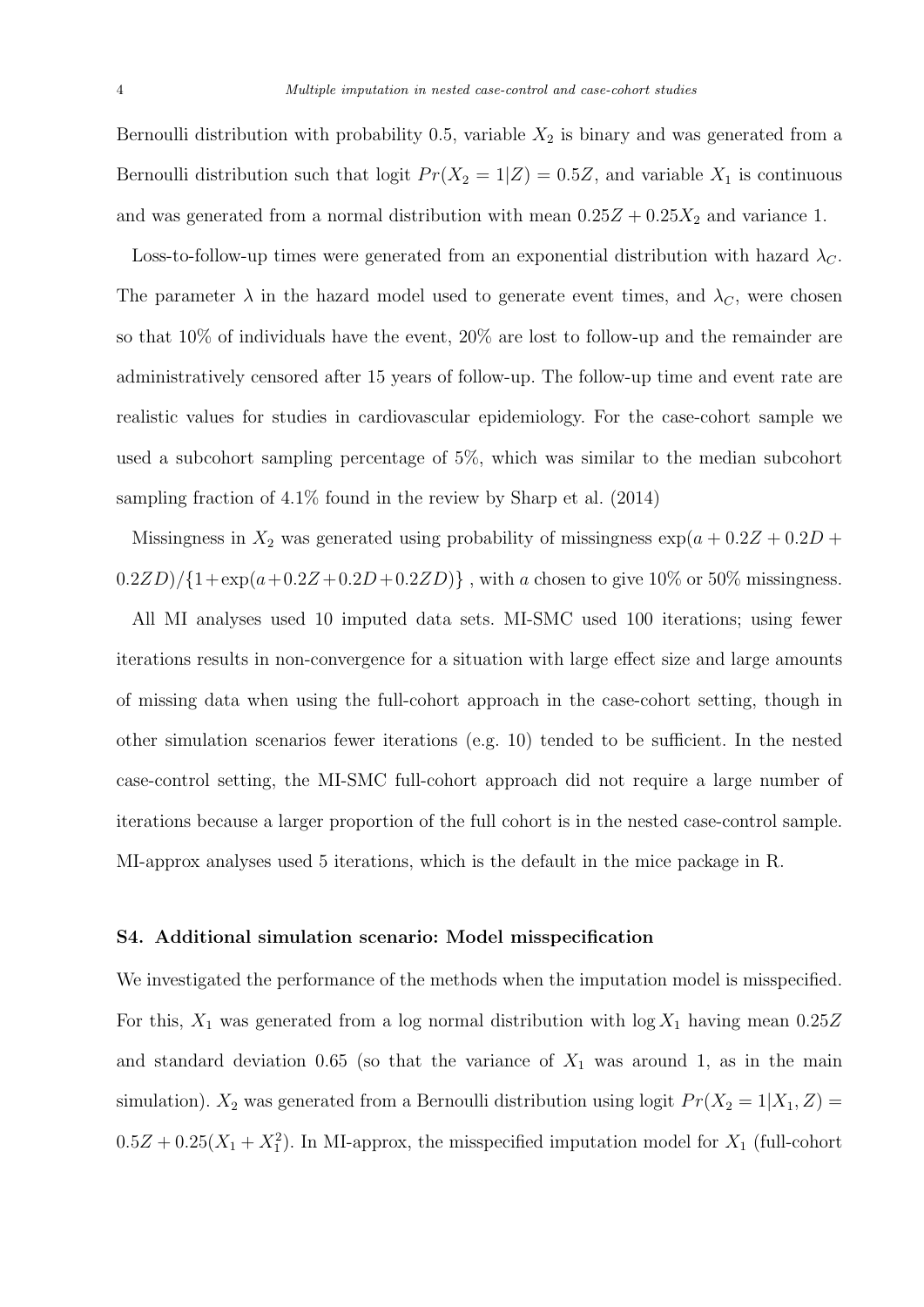Bernoulli distribution with probability 0.5, variable $X_2$ is binary and was generated from a Bernoulli distribution such that logit $Pr(X_2 = 1|Z) = 0.5Z$, and variable $X_1$ is continuous and was generated from a normal distribution with mean $0.25Z + 0.25X_2$ and variance 1.

Loss-to-follow-up times were generated from an exponential distribution with hazard $\lambda_C$. The parameter $\lambda$ in the hazard model used to generate event times, and $\lambda_C$, were chosen so that 10% of individuals have the event, 20% are lost to follow-up and the remainder are administratively censored after 15 years of follow-up. The follow-up time and event rate are realistic values for studies in cardiovascular epidemiology. For the case-cohort sample we used a subcohort sampling percentage of 5%, which was similar to the median subcohort sampling fraction of 4.1% found in the review by Sharp et al. (2014)

Missingness in $X_2$ was generated using probability of missingness $\exp(a + 0.2Z + 0.2D + 0.2ZD)/\{1+\exp(a+0.2Z+0.2D+0.2ZD)\}$ , with $a$ chosen to give 10% or 50% missingness.

All MI analyses used 10 imputed data sets. MI-SMC used 100 iterations; using fewer iterations results in non-convergence for a situation with large effect size and large amounts of missing data when using the full-cohort approach in the case-cohort setting, though in other simulation scenarios fewer iterations (e.g. 10) tended to be sufficient. In the nested case-control setting, the MI-SMC full-cohort approach did not require a large number of iterations because a larger proportion of the full cohort is in the nested case-control sample. MI-approx analyses used 5 iterations, which is the default in the mice package in R.

### S4. Additional simulation scenario: Model misspecification

We investigated the performance of the methods when the imputation model is misspecified. For this, $X_1$ was generated from a log normal distribution with $\log X_1$ having mean $0.25Z$ and standard deviation 0.65 (so that the variance of $X_1$ was around 1, as in the main simulation). $X_2$ was generated from a Bernoulli distribution using logit $Pr(X_2 = 1|X_1, Z) = 0.5Z + 0.25(X_1 + X_1^2)$. In MI-approx, the misspecified imputation model for $X_1$ (full-cohort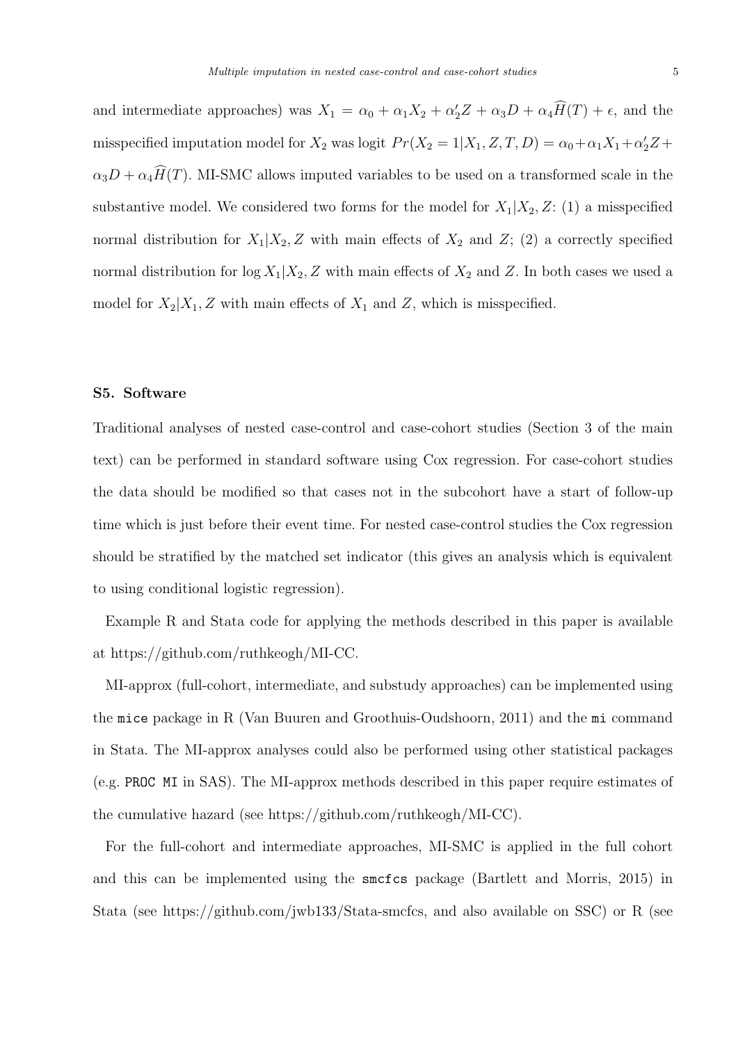and intermediate approaches) was $X_1 = \alpha_0 + \alpha_1 X_2 + \alpha_2' Z + \alpha_3 D + \alpha_4 \widehat{H}(T) + \epsilon$, and the misspecified imputation model for $X_2$ was logit $Pr(X_2 = 1|X_1, Z, T, D) = \alpha_0 + \alpha_1 X_1 + \alpha_2' Z + \alpha_3 D + \alpha_4 \widehat{H}(T)$. MI-SMC allows imputed variables to be used on a transformed scale in the substantive model. We considered two forms for the model for $X_1|X_2, Z$: (1) a misspecified normal distribution for $X_1|X_2, Z$ with main effects of $X_2$ and $Z$; (2) a correctly specified normal distribution for $\log X_1|X_2, Z$ with main effects of $X_2$ and $Z$. In both cases we used a model for $X_2|X_1, Z$ with main effects of $X_1$ and $Z$, which is misspecified.

### S5. Software

Traditional analyses of nested case-control and case-cohort studies (Section 3 of the main text) can be performed in standard software using Cox regression. For case-cohort studies the data should be modified so that cases not in the subcohort have a start of follow-up time which is just before their event time. For nested case-control studies the Cox regression should be stratified by the matched set indicator (this gives an analysis which is equivalent to using conditional logistic regression).

Example R and Stata code for applying the methods described in this paper is available at https://github.com/ruthkeogh/MI-CC.

MI-approx (full-cohort, intermediate, and substudy approaches) can be implemented using the `mice` package in R (Van Buuren and Groothuis-Oudshoorn, 2011) and the `mi` command in Stata. The MI-approx analyses could also be performed using other statistical packages (e.g. `PROC MI` in SAS). The MI-approx methods described in this paper require estimates of the cumulative hazard (see https://github.com/ruthkeogh/MI-CC).

For the full-cohort and intermediate approaches, MI-SMC is applied in the full cohort and this can be implemented using the `smcfcs` package (Bartlett and Morris, 2015) in Stata (see https://github.com/jwb133/Stata-smcfcs, and also available on SSC) or R (see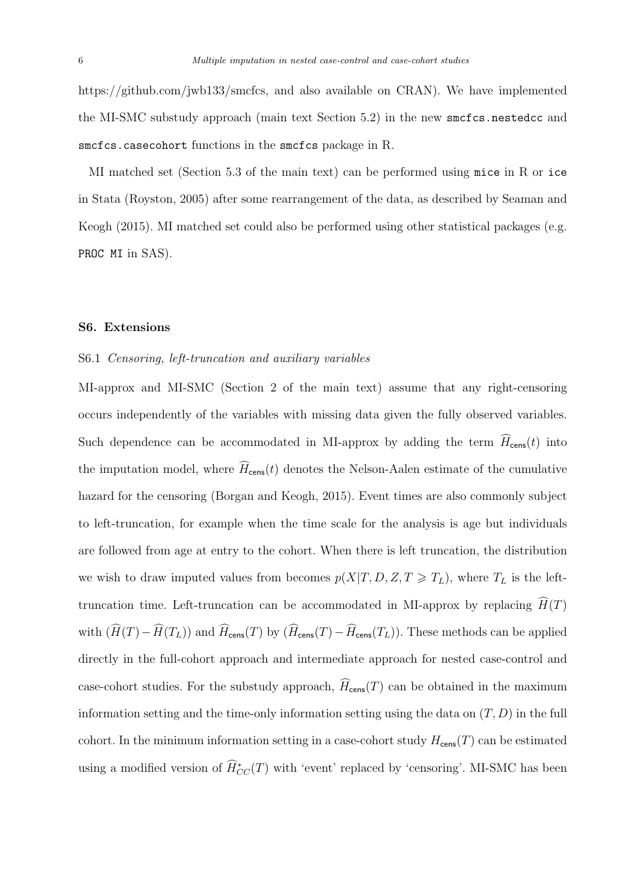https://github.com/jwb133/smcfcs, and also available on CRAN). We have implemented the MI-SMC substudy approach (main text Section 5.2) in the new `smcfcs.nestedcc` and `smcfcs.casecohort` functions in the `smcfcs` package in R.

MI matched set (Section 5.3 of the main text) can be performed using `mice` in R or `ice` in Stata (Royston, 2005) after some rearrangement of the data, as described by Seaman and Keogh (2015). MI matched set could also be performed using other statistical packages (e.g. `PROC MI` in SAS).

## S6. Extensions

### S6.1 *Censoring, left-truncation and auxiliary variables*

MI-approx and MI-SMC (Section 2 of the main text) assume that any right-censoring occurs independently of the variables with missing data given the fully observed variables. Such dependence can be accommodated in MI-approx by adding the term $\widehat{H}_{\mathsf{cens}}(t)$ into the imputation model, where $\widehat{H}_{\mathsf{cens}}(t)$ denotes the Nelson-Aalen estimate of the cumulative hazard for the censoring (Borgan and Keogh, 2015). Event times are also commonly subject to left-truncation, for example when the time scale for the analysis is age but individuals are followed from age at entry to the cohort. When there is left truncation, the distribution we wish to draw imputed values from becomes $p(X|T, D, Z, T \geqslant T_L)$, where $T_L$ is the left-truncation time. Left-truncation can be accommodated in MI-approx by replacing $\widehat{H}(T)$ with $(\widehat{H}(T) - \widehat{H}(T_L))$ and $\widehat{H}_{\mathsf{cens}}(T)$ by $(\widehat{H}_{\mathsf{cens}}(T) - \widehat{H}_{\mathsf{cens}}(T_L))$. These methods can be applied directly in the full-cohort approach and intermediate approach for nested case-control and case-cohort studies. For the substudy approach, $\widehat{H}_{\mathsf{cens}}(T)$ can be obtained in the maximum information setting and the time-only information setting using the data on $(T, D)$ in the full cohort. In the minimum information setting in a case-cohort study $H_{\mathsf{cens}}(T)$ can be estimated using a modified version of $\widehat{H}^{*}_{CC}(T)$ with 'event' replaced by 'censoring'. MI-SMC has been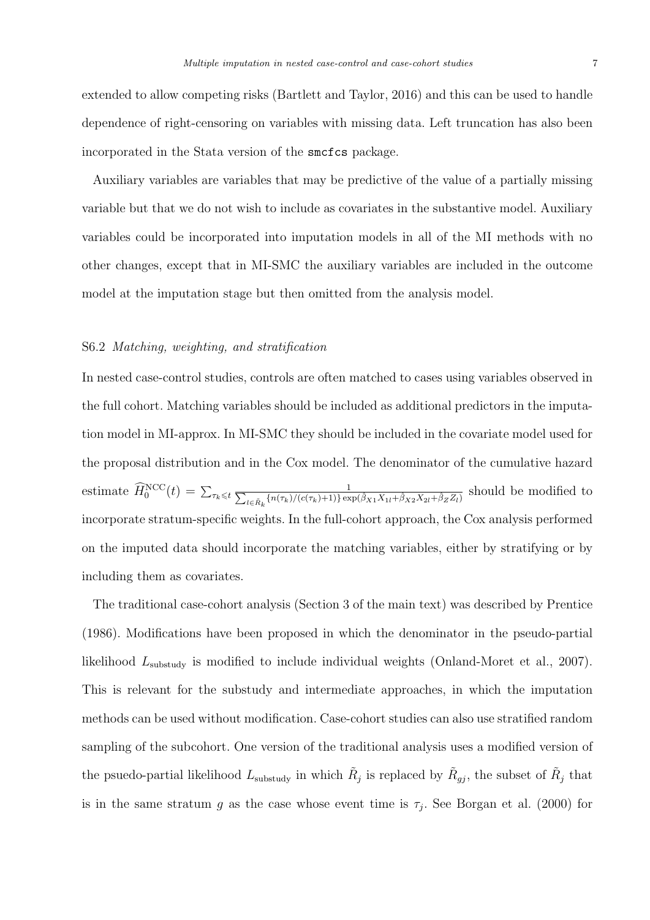extended to allow competing risks (Bartlett and Taylor, 2016) and this can be used to handle dependence of right-censoring on variables with missing data. Left truncation has also been incorporated in the Stata version of the `smcfcs` package.

Auxiliary variables are variables that may be predictive of the value of a partially missing variable but that we do not wish to include as covariates in the substantive model. Auxiliary variables could be incorporated into imputation models in all of the MI methods with no other changes, except that in MI-SMC the auxiliary variables are included in the outcome model at the imputation stage but then omitted from the analysis model.

### S6.2 *Matching, weighting, and stratification*

In nested case-control studies, controls are often matched to cases using variables observed in the full cohort. Matching variables should be included as additional predictors in the imputation model in MI-approx. In MI-SMC they should be included in the covariate model used for the proposal distribution and in the Cox model. The denominator of the cumulative hazard estimate $\widehat{H}_0^{\text{NCC}}(t) = \sum_{\tau_k \leqslant t} \frac{1}{\sum_{l \in \tilde{R}_k} \{n(\tau_k)/(c(\tau_k)+1)\} \exp(\hat{\beta}_{X1} X_{1l} + \hat{\beta}_{X2} X_{2l} + \hat{\beta}_Z Z_l)}$ should be modified to incorporate stratum-specific weights. In the full-cohort approach, the Cox analysis performed on the imputed data should incorporate the matching variables, either by stratifying or by including them as covariates.

The traditional case-cohort analysis (Section 3 of the main text) was described by Prentice (1986). Modifications have been proposed in which the denominator in the pseudo-partial likelihood $L_{\text{substudy}}$ is modified to include individual weights (Onland-Moret et al., 2007). This is relevant for the substudy and intermediate approaches, in which the imputation methods can be used without modification. Case-cohort studies can also use stratified random sampling of the subcohort. One version of the traditional analysis uses a modified version of the psuedo-partial likelihood $L_{\text{substudy}}$ in which $\tilde{R}_j$ is replaced by $\tilde{R}_{gj}$, the subset of $\tilde{R}_j$ that is in the same stratum $g$ as the case whose event time is $\tau_j$. See Borgan et al. (2000) for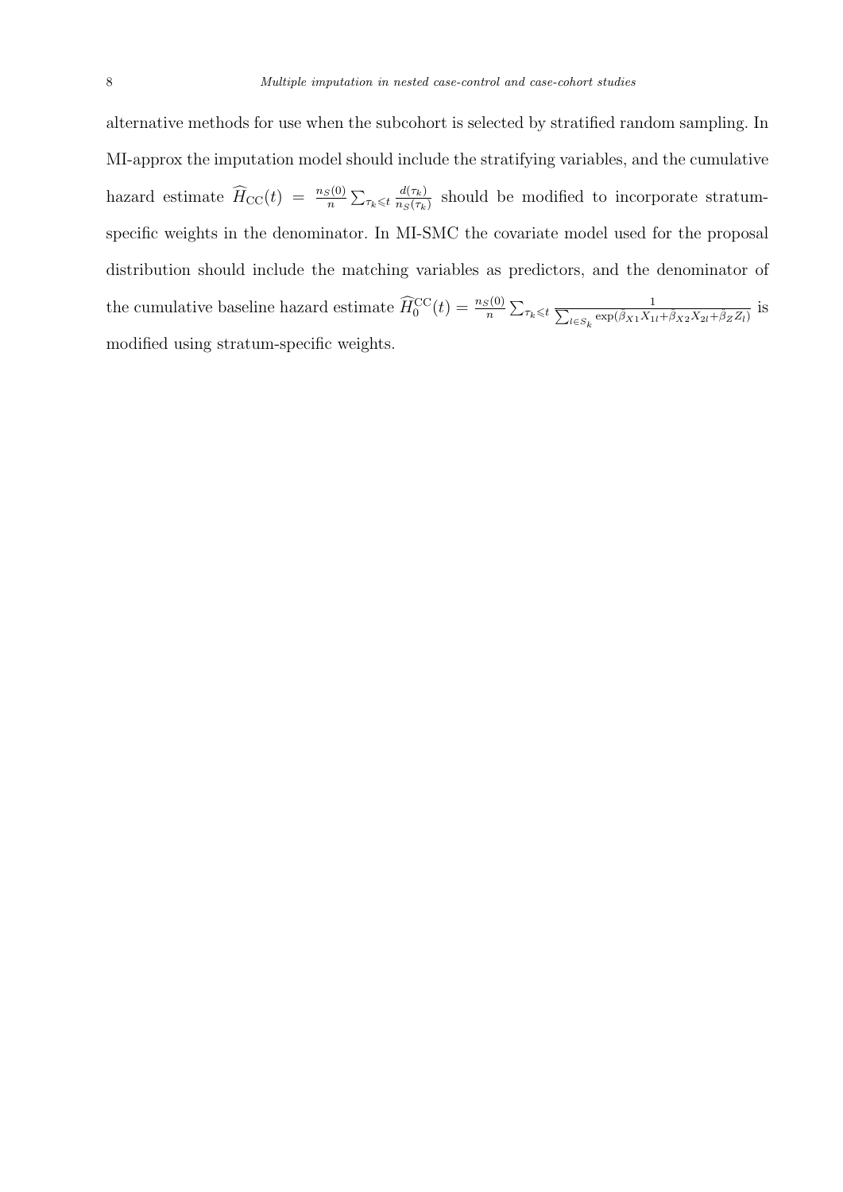alternative methods for use when the subcohort is selected by stratified random sampling. In MI-approx the imputation model should include the stratifying variables, and the cumulative hazard estimate $\widehat{H}_{\mathrm{CC}}(t) = \frac{n_S(0)}{n} \sum_{\tau_k \leqslant t} \frac{d(\tau_k)}{n_S(\tau_k)}$ should be modified to incorporate stratum-specific weights in the denominator. In MI-SMC the covariate model used for the proposal distribution should include the matching variables as predictors, and the denominator of the cumulative baseline hazard estimate $\widehat{H}_0^{\mathrm{CC}}(t) = \frac{n_S(0)}{n} \sum_{\tau_k \leqslant t} \frac{1}{\sum_{l \in S_k} \exp(\tilde{\beta}_{X1} X_{1l} + \tilde{\beta}_{X2} X_{2l} + \tilde{\beta}_Z Z_l)}$ is modified using stratum-specific weights.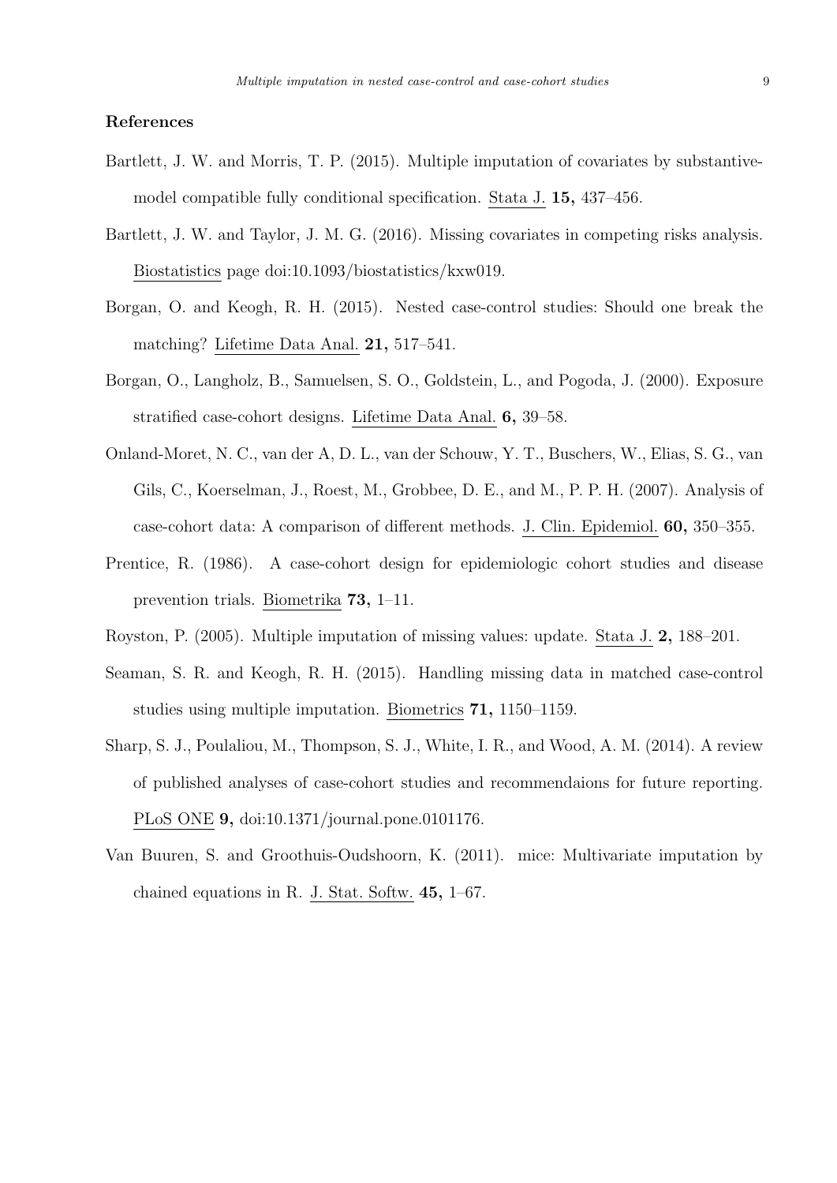## References

Bartlett, J. W. and Morris, T. P. (2015). Multiple imputation of covariates by substantive-model compatible fully conditional specification. Stata J. **15,** 437–456.

Bartlett, J. W. and Taylor, J. M. G. (2016). Missing covariates in competing risks analysis. Biostatistics page doi:10.1093/biostatistics/kxw019.

Borgan, O. and Keogh, R. H. (2015). Nested case-control studies: Should one break the matching? Lifetime Data Anal. **21,** 517–541.

Borgan, O., Langholz, B., Samuelsen, S. O., Goldstein, L., and Pogoda, J. (2000). Exposure stratified case-cohort designs. Lifetime Data Anal. **6,** 39–58.

Onland-Moret, N. C., van der A, D. L., van der Schouw, Y. T., Buschers, W., Elias, S. G., van Gils, C., Koerselman, J., Roest, M., Grobbee, D. E., and M., P. P. H. (2007). Analysis of case-cohort data: A comparison of different methods. J. Clin. Epidemiol. **60,** 350–355.

Prentice, R. (1986). A case-cohort design for epidemiologic cohort studies and disease prevention trials. Biometrika **73,** 1–11.

Royston, P. (2005). Multiple imputation of missing values: update. Stata J. **2,** 188–201.

Seaman, S. R. and Keogh, R. H. (2015). Handling missing data in matched case-control studies using multiple imputation. Biometrics **71,** 1150–1159.

Sharp, S. J., Poulaliou, M., Thompson, S. J., White, I. R., and Wood, A. M. (2014). A review of published analyses of case-cohort studies and recommendaions for future reporting. PLoS ONE **9,** doi:10.1371/journal.pone.0101176.

Van Buuren, S. and Groothuis-Oudshoorn, K. (2011). mice: Multivariate imputation by chained equations in R. J. Stat. Softw. **45,** 1–67.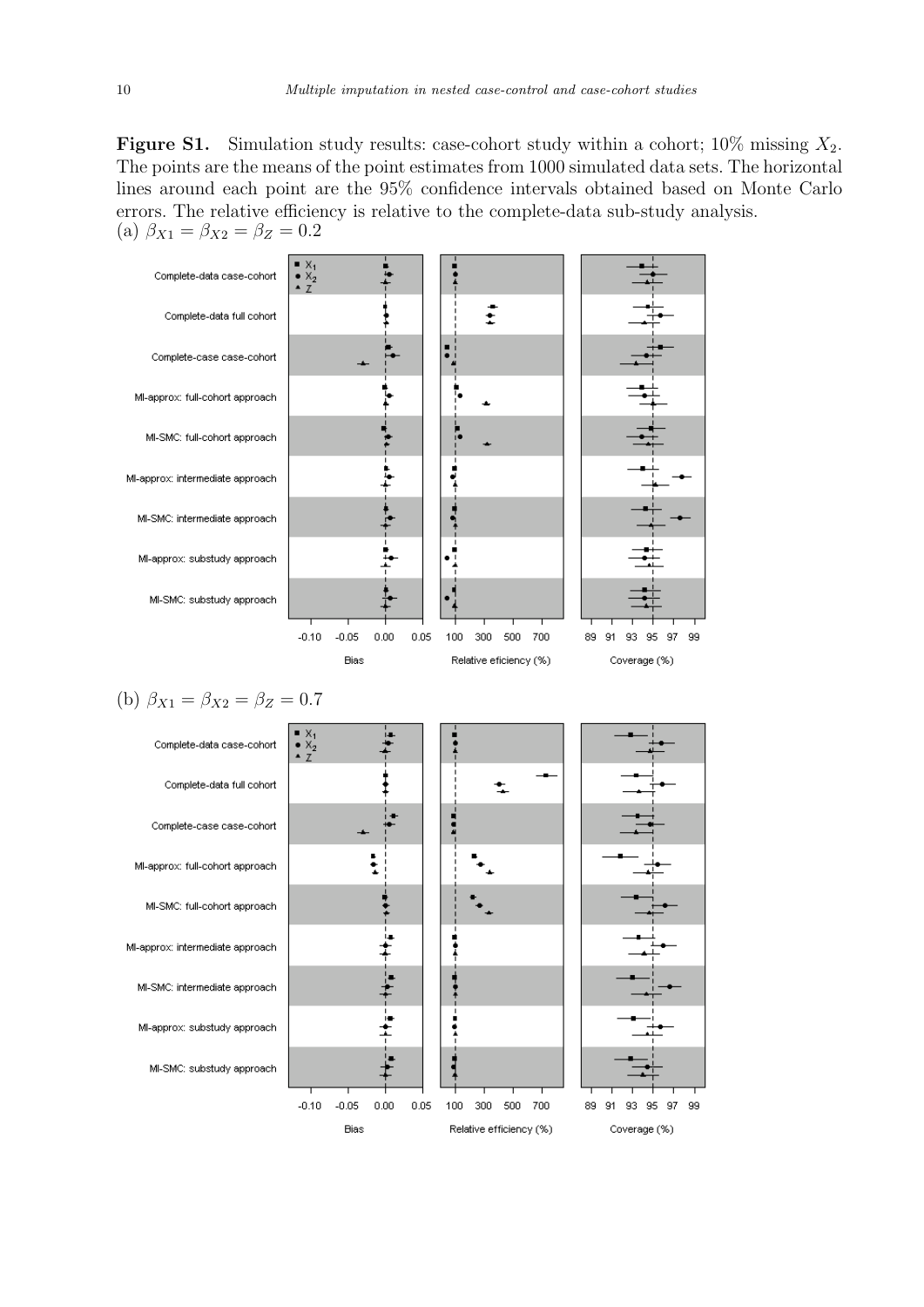**Figure S1.** Simulation study results: case-cohort study within a cohort; 10% missing $X_2$. The points are the means of the point estimates from 1000 simulated data sets. The horizontal lines around each point are the 95% confidence intervals obtained based on Monte Carlo errors. The relative efficiency is relative to the complete-data sub-study analysis.

(a) $\beta_{X1} = \beta_{X2} = \beta_Z = 0.2$

(b) $\beta_{X1} = \beta_{X2} = \beta_Z = 0.7$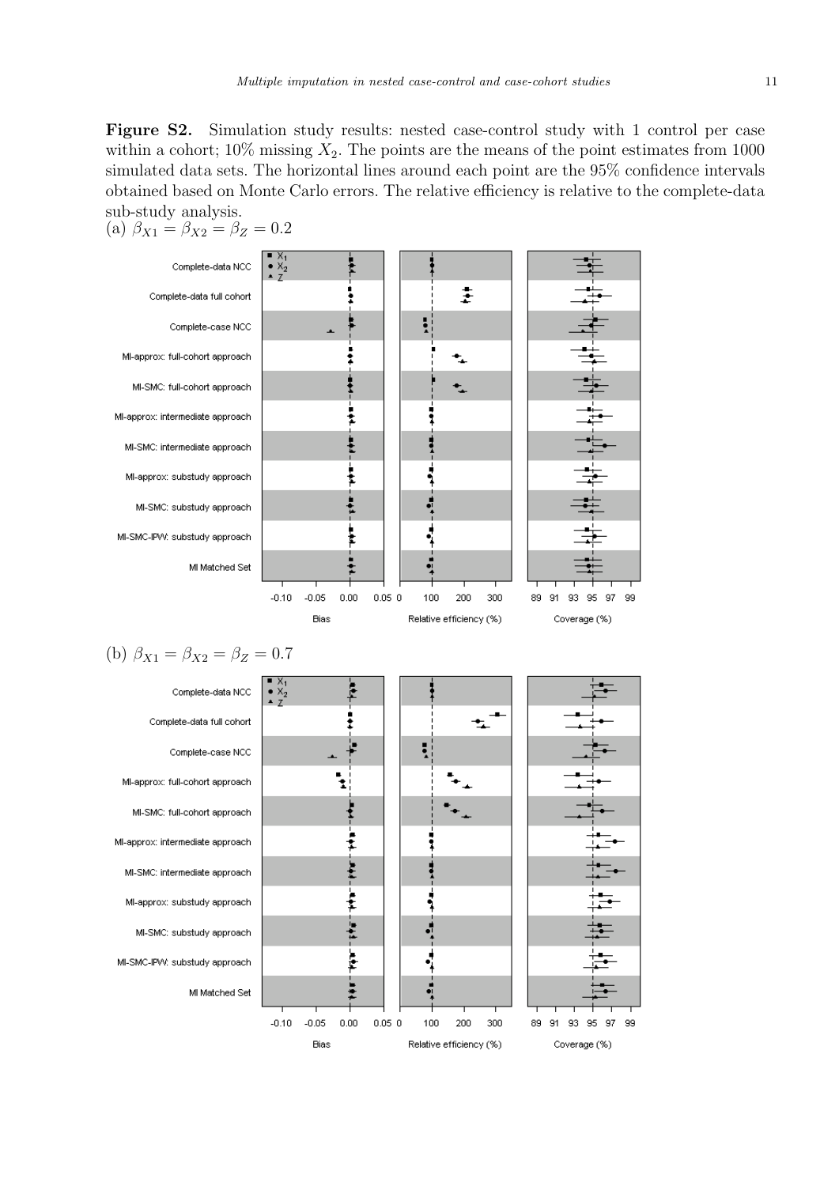**Figure S2.** Simulation study results: nested case-control study with 1 control per case within a cohort; 10% missing $X_2$. The points are the means of the point estimates from 1000 simulated data sets. The horizontal lines around each point are the 95% confidence intervals obtained based on Monte Carlo errors. The relative efficiency is relative to the complete-data sub-study analysis.

(a) $\beta_{X1} = \beta_{X2} = \beta_Z = 0.2$

(b) $\beta_{X1} = \beta_{X2} = \beta_Z = 0.7$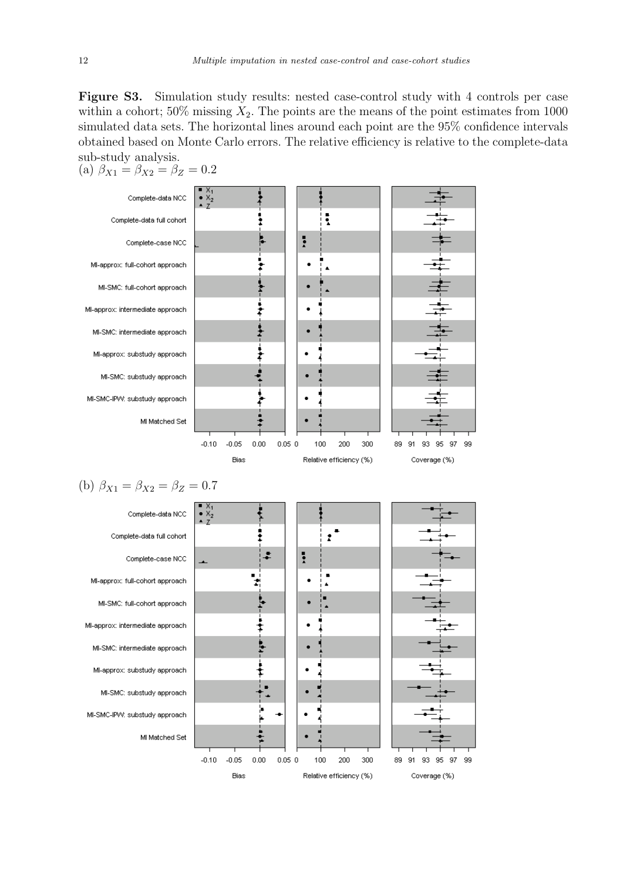**Figure S3.** Simulation study results: nested case-control study with 4 controls per case within a cohort; 50% missing $X_2$. The points are the means of the point estimates from 1000 simulated data sets. The horizontal lines around each point are the 95% confidence intervals obtained based on Monte Carlo errors. The relative efficiency is relative to the complete-data sub-study analysis.

(a) $\beta_{X1} = \beta_{X2} = \beta_Z = 0.2$

(b) $\beta_{X1} = \beta_{X2} = \beta_Z = 0.7$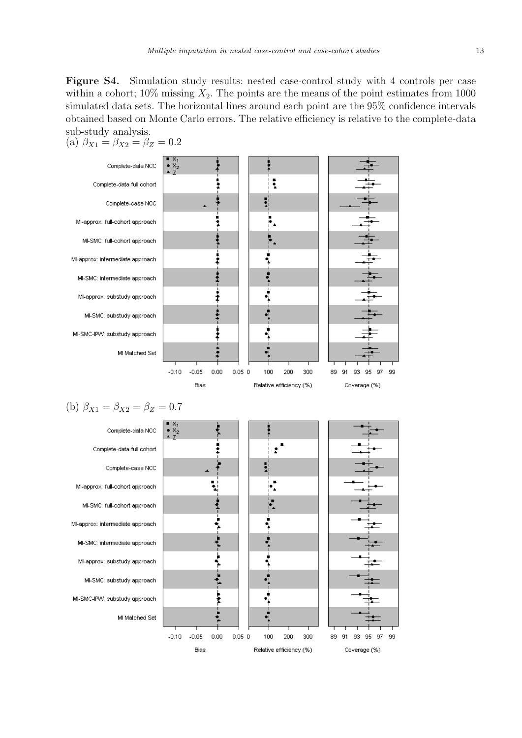**Figure S4.** Simulation study results: nested case-control study with 4 controls per case within a cohort; 10% missing $X_2$. The points are the means of the point estimates from 1000 simulated data sets. The horizontal lines around each point are the 95% confidence intervals obtained based on Monte Carlo errors. The relative efficiency is relative to the complete-data sub-study analysis.

(a) $\beta_{X1} = \beta_{X2} = \beta_Z = 0.2$

(b) $\beta_{X1} = \beta_{X2} = \beta_Z = 0.7$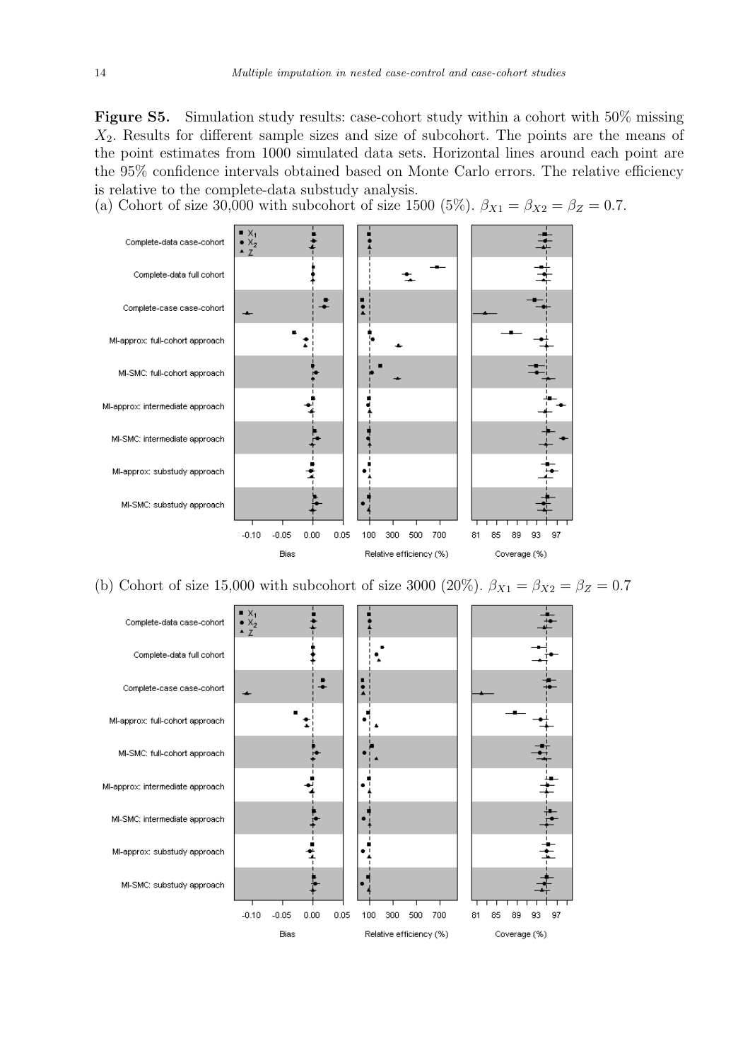**Figure S5.** Simulation study results: case-cohort study within a cohort with 50% missing $X_2$. Results for different sample sizes and size of subcohort. The points are the means of the point estimates from 1000 simulated data sets. Horizontal lines around each point are the 95% confidence intervals obtained based on Monte Carlo errors. The relative efficiency is relative to the complete-data substudy analysis.

(a) Cohort of size 30,000 with subcohort of size 1500 (5%). $\beta_{X1} = \beta_{X2} = \beta_Z = 0.7$.

$X_1$
$X_2$
$Z$

Complete-data case-cohort
Complete-data full cohort
Complete-case case-cohort
MI-approx: full-cohort approach
MI-SMC: full-cohort approach
MI-approx: intermediate approach
MI-SMC: intermediate approach
MI-approx: substudy approach
MI-SMC: substudy approach

-0.10 -0.05 0.00 0.05
Bias

100 300 500 700
Relative efficiency (%)

81 85 89 93 97
Coverage (%)

(b) Cohort of size 15,000 with subcohort of size 3000 (20%). $\beta_{X1} = \beta_{X2} = \beta_Z = 0.7$

$X_1$
$X_2$
$Z$

Complete-data case-cohort
Complete-data full cohort
Complete-case case-cohort
MI-approx: full-cohort approach
MI-SMC: full-cohort approach
MI-approx: intermediate approach
MI-SMC: intermediate approach
MI-approx: substudy approach
MI-SMC: substudy approach

-0.10 -0.05 0.00 0.05
Bias

100 300 500 700
Relative efficiency (%)

81 85 89 93 97
Coverage (%)